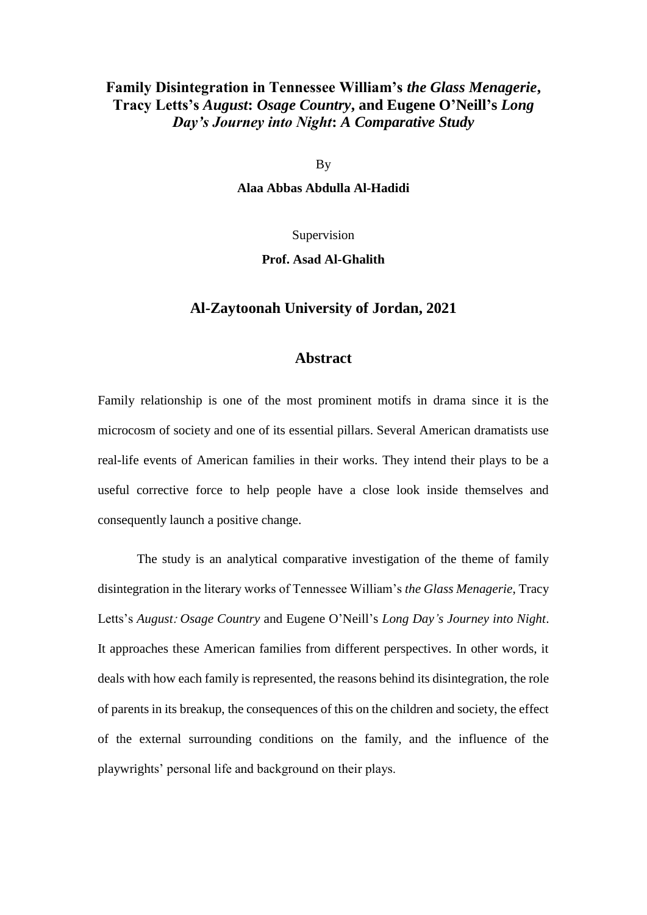# **Family Disintegration in Tennessee William's *the Glass Menagerie*, Tracy Letts's *August: Osage Country*, and Eugene O'Neill's *Long Day's Journey into Night*: *A Comparative Study***

By

**Alaa Abbas Abdulla Al-Hadidi**

Supervision

**Prof. Asad Al-Ghalith**

## **Al-Zaytoonah University of Jordan, 2021**

## **Abstract**

Family relationship is one of the most prominent motifs in drama since it is the microcosm of society and one of its essential pillars. Several American dramatists use real-life events of American families in their works. They intend their plays to be a useful corrective force to help people have a close look inside themselves and consequently launch a positive change.

The study is an analytical comparative investigation of the theme of family disintegration in the literary works of Tennessee William's *the Glass Menagerie*, Tracy Letts's *August: Osage Country* and Eugene O'Neill's *Long Day's Journey into Night*. It approaches these American families from different perspectives. In other words, it deals with how each family is represented, the reasons behind its disintegration, the role of parents in its breakup, the consequences of this on the children and society, the effect of the external surrounding conditions on the family, and the influence of the playwrights' personal life and background on their plays.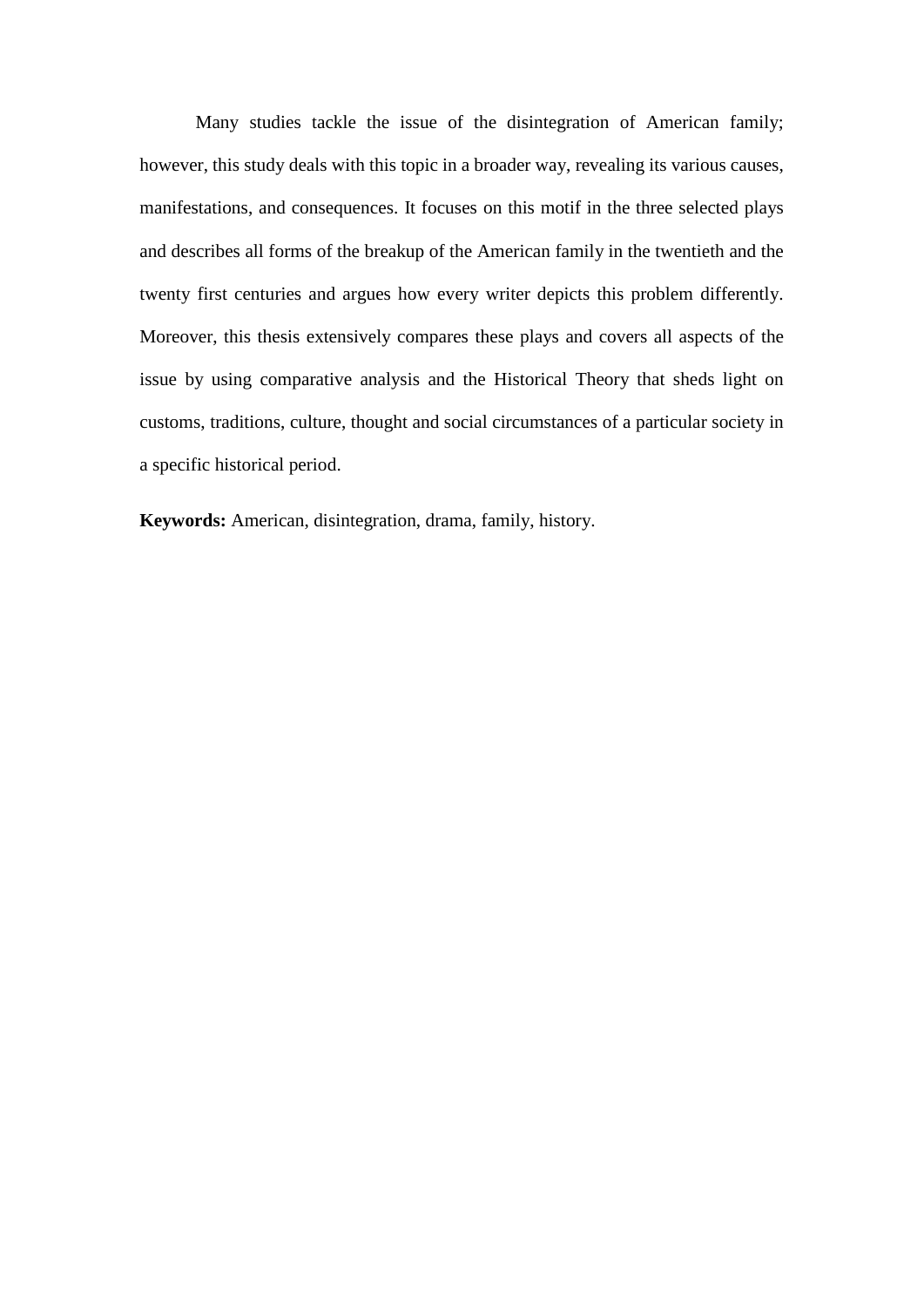Many studies tackle the issue of the disintegration of American family; however, this study deals with this topic in a broader way, revealing its various causes, manifestations, and consequences. It focuses on this motif in the three selected plays and describes all forms of the breakup of the American family in the twentieth and the twenty first centuries and argues how every writer depicts this problem differently. Moreover, this thesis extensively compares these plays and covers all aspects of the issue by using comparative analysis and the Historical Theory that sheds light on customs, traditions, culture, thought and social circumstances of a particular society in a specific historical period.

**Keywords:** American, disintegration, drama, family, history.